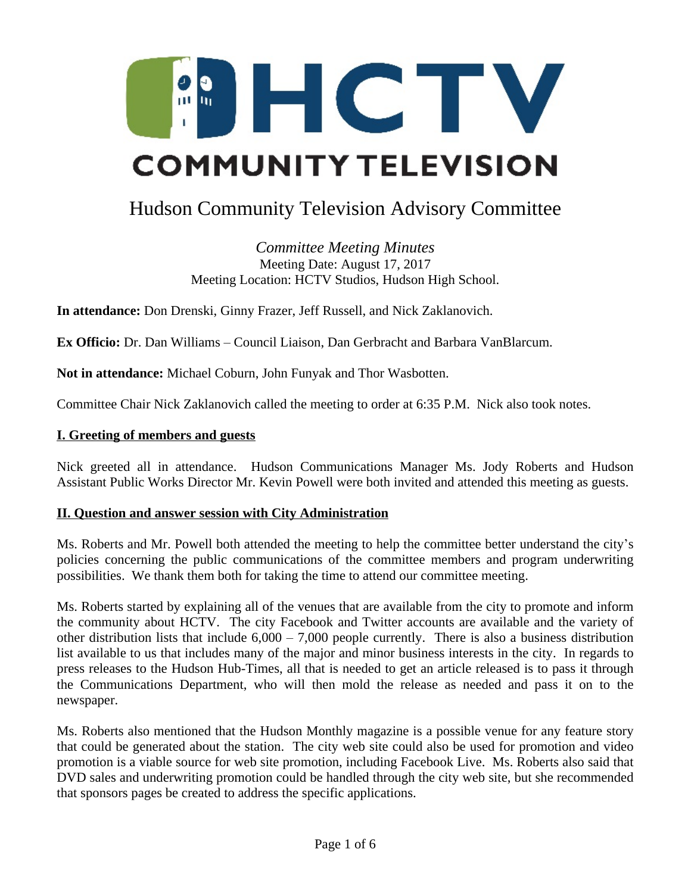# HCTV COMMUNITY TELEVISION

# Hudson Community Television Advisory Committee

*Committee Meeting Minutes*
Meeting Date: August 17, 2017
Meeting Location: HCTV Studios, Hudson High School.

**In attendance:** Don Drenski, Ginny Frazer, Jeff Russell, and Nick Zaklanovich.

**Ex Officio:** Dr. Dan Williams – Council Liaison, Dan Gerbracht and Barbara VanBlarcum.

**Not in attendance:** Michael Coburn, John Funyak and Thor Wasbotten.

Committee Chair Nick Zaklanovich called the meeting to order at 6:35 P.M. Nick also took notes.

## I. Greeting of members and guests

Nick greeted all in attendance. Hudson Communications Manager Ms. Jody Roberts and Hudson Assistant Public Works Director Mr. Kevin Powell were both invited and attended this meeting as guests.

## II. Question and answer session with City Administration

Ms. Roberts and Mr. Powell both attended the meeting to help the committee better understand the city's policies concerning the public communications of the committee members and program underwriting possibilities. We thank them both for taking the time to attend our committee meeting.

Ms. Roberts started by explaining all of the venues that are available from the city to promote and inform the community about HCTV. The city Facebook and Twitter accounts are available and the variety of other distribution lists that include 6,000 – 7,000 people currently. There is also a business distribution list available to us that includes many of the major and minor business interests in the city. In regards to press releases to the Hudson Hub-Times, all that is needed to get an article released is to pass it through the Communications Department, who will then mold the release as needed and pass it on to the newspaper.

Ms. Roberts also mentioned that the Hudson Monthly magazine is a possible venue for any feature story that could be generated about the station. The city web site could also be used for promotion and video promotion is a viable source for web site promotion, including Facebook Live. Ms. Roberts also said that DVD sales and underwriting promotion could be handled through the city web site, but she recommended that sponsors pages be created to address the specific applications.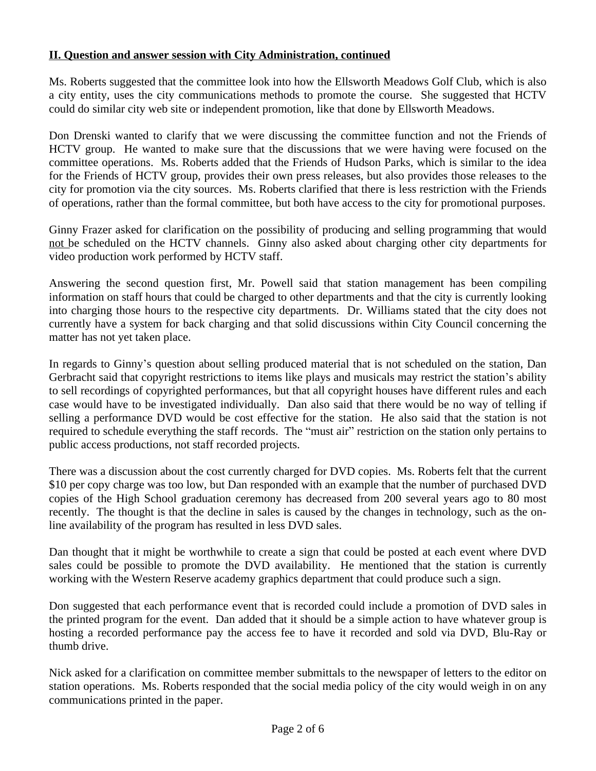**II. Question and answer session with City Administration, continued**

Ms. Roberts suggested that the committee look into how the Ellsworth Meadows Golf Club, which is also a city entity, uses the city communications methods to promote the course. She suggested that HCTV could do similar city web site or independent promotion, like that done by Ellsworth Meadows.

Don Drenski wanted to clarify that we were discussing the committee function and not the Friends of HCTV group. He wanted to make sure that the discussions that we were having were focused on the committee operations. Ms. Roberts added that the Friends of Hudson Parks, which is similar to the idea for the Friends of HCTV group, provides their own press releases, but also provides those releases to the city for promotion via the city sources. Ms. Roberts clarified that there is less restriction with the Friends of operations, rather than the formal committee, but both have access to the city for promotional purposes.

Ginny Frazer asked for clarification on the possibility of producing and selling programming that would not be scheduled on the HCTV channels. Ginny also asked about charging other city departments for video production work performed by HCTV staff.

Answering the second question first, Mr. Powell said that station management has been compiling information on staff hours that could be charged to other departments and that the city is currently looking into charging those hours to the respective city departments. Dr. Williams stated that the city does not currently have a system for back charging and that solid discussions within City Council concerning the matter has not yet taken place.

In regards to Ginny's question about selling produced material that is not scheduled on the station, Dan Gerbracht said that copyright restrictions to items like plays and musicals may restrict the station's ability to sell recordings of copyrighted performances, but that all copyright houses have different rules and each case would have to be investigated individually. Dan also said that there would be no way of telling if selling a performance DVD would be cost effective for the station. He also said that the station is not required to schedule everything the staff records. The "must air" restriction on the station only pertains to public access productions, not staff recorded projects.

There was a discussion about the cost currently charged for DVD copies. Ms. Roberts felt that the current $10 per copy charge was too low, but Dan responded with an example that the number of purchased DVD copies of the High School graduation ceremony has decreased from 200 several years ago to 80 most recently. The thought is that the decline in sales is caused by the changes in technology, such as the on-line availability of the program has resulted in less DVD sales.

Dan thought that it might be worthwhile to create a sign that could be posted at each event where DVD sales could be possible to promote the DVD availability. He mentioned that the station is currently working with the Western Reserve academy graphics department that could produce such a sign.

Don suggested that each performance event that is recorded could include a promotion of DVD sales in the printed program for the event. Dan added that it should be a simple action to have whatever group is hosting a recorded performance pay the access fee to have it recorded and sold via DVD, Blu-Ray or thumb drive.

Nick asked for a clarification on committee member submittals to the newspaper of letters to the editor on station operations. Ms. Roberts responded that the social media policy of the city would weigh in on any communications printed in the paper.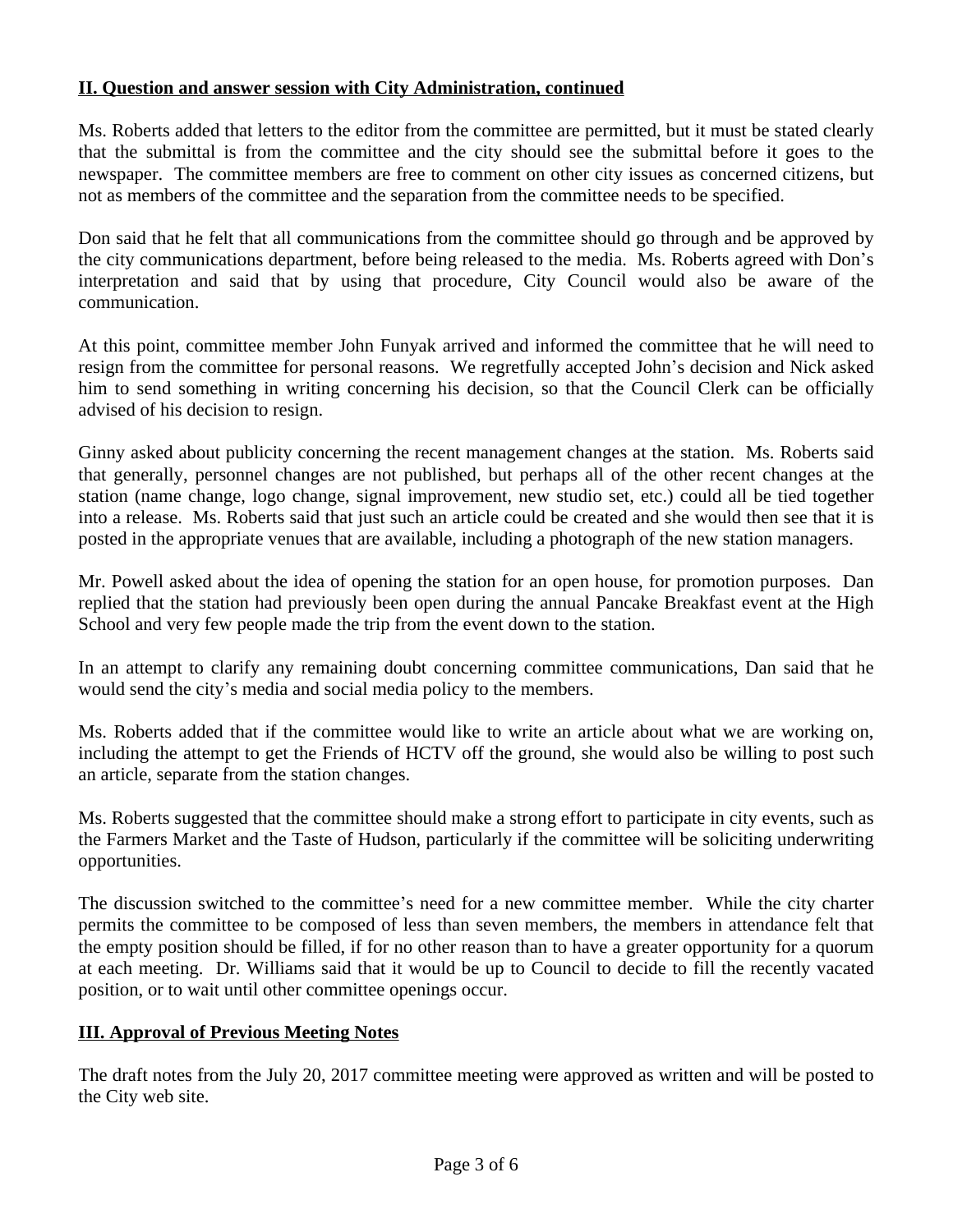## II. Question and answer session with City Administration, continued

Ms. Roberts added that letters to the editor from the committee are permitted, but it must be stated clearly that the submittal is from the committee and the city should see the submittal before it goes to the newspaper. The committee members are free to comment on other city issues as concerned citizens, but not as members of the committee and the separation from the committee needs to be specified.

Don said that he felt that all communications from the committee should go through and be approved by the city communications department, before being released to the media. Ms. Roberts agreed with Don's interpretation and said that by using that procedure, City Council would also be aware of the communication.

At this point, committee member John Funyak arrived and informed the committee that he will need to resign from the committee for personal reasons. We regretfully accepted John's decision and Nick asked him to send something in writing concerning his decision, so that the Council Clerk can be officially advised of his decision to resign.

Ginny asked about publicity concerning the recent management changes at the station. Ms. Roberts said that generally, personnel changes are not published, but perhaps all of the other recent changes at the station (name change, logo change, signal improvement, new studio set, etc.) could all be tied together into a release. Ms. Roberts said that just such an article could be created and she would then see that it is posted in the appropriate venues that are available, including a photograph of the new station managers.

Mr. Powell asked about the idea of opening the station for an open house, for promotion purposes. Dan replied that the station had previously been open during the annual Pancake Breakfast event at the High School and very few people made the trip from the event down to the station.

In an attempt to clarify any remaining doubt concerning committee communications, Dan said that he would send the city's media and social media policy to the members.

Ms. Roberts added that if the committee would like to write an article about what we are working on, including the attempt to get the Friends of HCTV off the ground, she would also be willing to post such an article, separate from the station changes.

Ms. Roberts suggested that the committee should make a strong effort to participate in city events, such as the Farmers Market and the Taste of Hudson, particularly if the committee will be soliciting underwriting opportunities.

The discussion switched to the committee's need for a new committee member. While the city charter permits the committee to be composed of less than seven members, the members in attendance felt that the empty position should be filled, if for no other reason than to have a greater opportunity for a quorum at each meeting. Dr. Williams said that it would be up to Council to decide to fill the recently vacated position, or to wait until other committee openings occur.

## III. Approval of Previous Meeting Notes

The draft notes from the July 20, 2017 committee meeting were approved as written and will be posted to the City web site.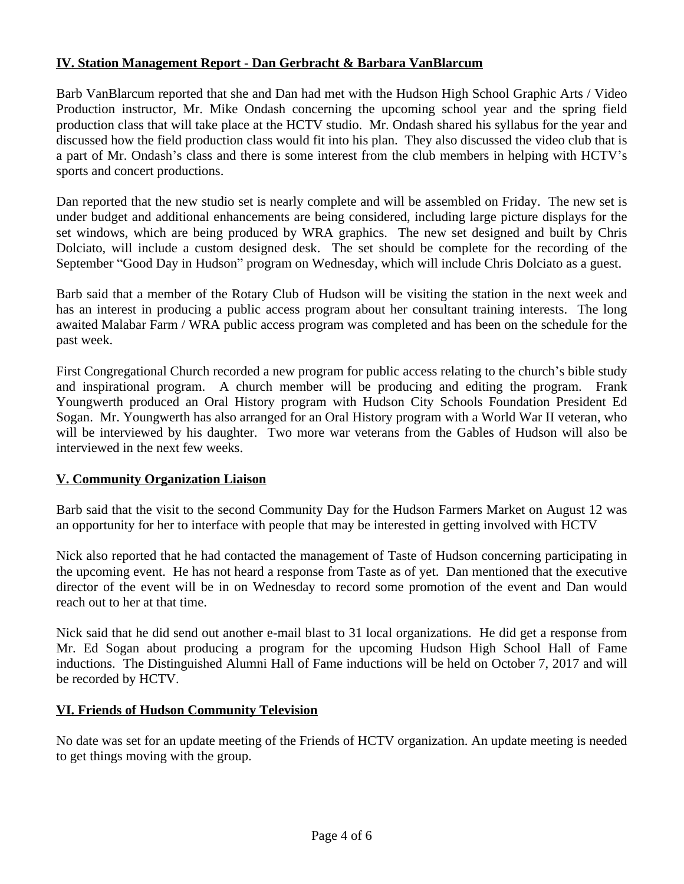## IV. Station Management Report - Dan Gerbracht & Barbara VanBlarcum

Barb VanBlarcum reported that she and Dan had met with the Hudson High School Graphic Arts / Video Production instructor, Mr. Mike Ondash concerning the upcoming school year and the spring field production class that will take place at the HCTV studio. Mr. Ondash shared his syllabus for the year and discussed how the field production class would fit into his plan. They also discussed the video club that is a part of Mr. Ondash's class and there is some interest from the club members in helping with HCTV's sports and concert productions.

Dan reported that the new studio set is nearly complete and will be assembled on Friday. The new set is under budget and additional enhancements are being considered, including large picture displays for the set windows, which are being produced by WRA graphics. The new set designed and built by Chris Dolciato, will include a custom designed desk. The set should be complete for the recording of the September "Good Day in Hudson" program on Wednesday, which will include Chris Dolciato as a guest.

Barb said that a member of the Rotary Club of Hudson will be visiting the station in the next week and has an interest in producing a public access program about her consultant training interests. The long awaited Malabar Farm / WRA public access program was completed and has been on the schedule for the past week.

First Congregational Church recorded a new program for public access relating to the church's bible study and inspirational program. A church member will be producing and editing the program. Frank Youngwerth produced an Oral History program with Hudson City Schools Foundation President Ed Sogan. Mr. Youngwerth has also arranged for an Oral History program with a World War II veteran, who will be interviewed by his daughter. Two more war veterans from the Gables of Hudson will also be interviewed in the next few weeks.

## V. Community Organization Liaison

Barb said that the visit to the second Community Day for the Hudson Farmers Market on August 12 was an opportunity for her to interface with people that may be interested in getting involved with HCTV

Nick also reported that he had contacted the management of Taste of Hudson concerning participating in the upcoming event. He has not heard a response from Taste as of yet. Dan mentioned that the executive director of the event will be in on Wednesday to record some promotion of the event and Dan would reach out to her at that time.

Nick said that he did send out another e-mail blast to 31 local organizations. He did get a response from Mr. Ed Sogan about producing a program for the upcoming Hudson High School Hall of Fame inductions. The Distinguished Alumni Hall of Fame inductions will be held on October 7, 2017 and will be recorded by HCTV.

## VI. Friends of Hudson Community Television

No date was set for an update meeting of the Friends of HCTV organization. An update meeting is needed to get things moving with the group.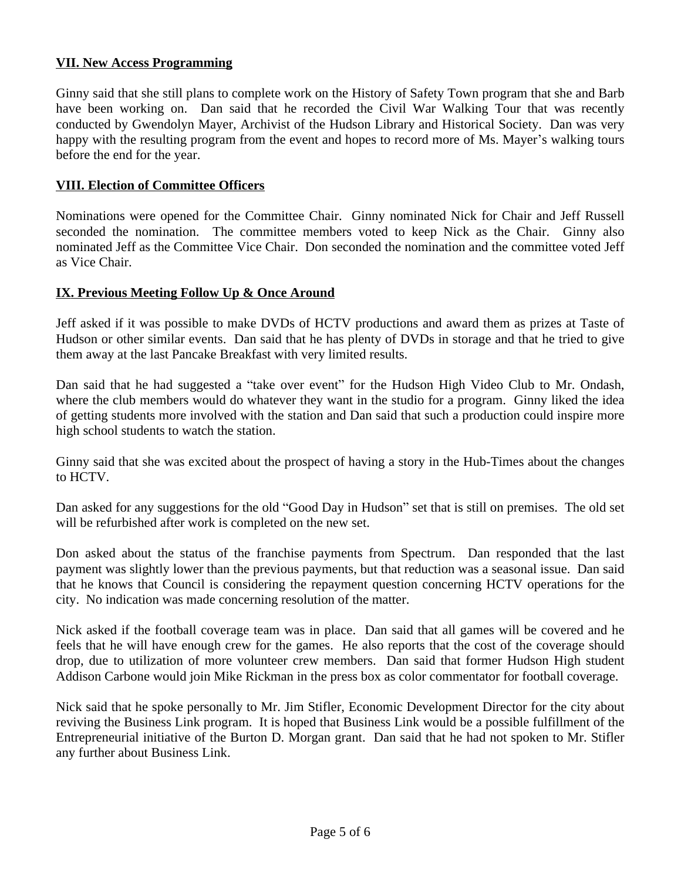**VII. New Access Programming**

Ginny said that she still plans to complete work on the History of Safety Town program that she and Barb have been working on. Dan said that he recorded the Civil War Walking Tour that was recently conducted by Gwendolyn Mayer, Archivist of the Hudson Library and Historical Society. Dan was very happy with the resulting program from the event and hopes to record more of Ms. Mayer's walking tours before the end for the year.

**VIII. Election of Committee Officers**

Nominations were opened for the Committee Chair. Ginny nominated Nick for Chair and Jeff Russell seconded the nomination. The committee members voted to keep Nick as the Chair. Ginny also nominated Jeff as the Committee Vice Chair. Don seconded the nomination and the committee voted Jeff as Vice Chair.

**IX. Previous Meeting Follow Up & Once Around**

Jeff asked if it was possible to make DVDs of HCTV productions and award them as prizes at Taste of Hudson or other similar events. Dan said that he has plenty of DVDs in storage and that he tried to give them away at the last Pancake Breakfast with very limited results.

Dan said that he had suggested a "take over event" for the Hudson High Video Club to Mr. Ondash, where the club members would do whatever they want in the studio for a program. Ginny liked the idea of getting students more involved with the station and Dan said that such a production could inspire more high school students to watch the station.

Ginny said that she was excited about the prospect of having a story in the Hub-Times about the changes to HCTV.

Dan asked for any suggestions for the old "Good Day in Hudson" set that is still on premises. The old set will be refurbished after work is completed on the new set.

Don asked about the status of the franchise payments from Spectrum. Dan responded that the last payment was slightly lower than the previous payments, but that reduction was a seasonal issue. Dan said that he knows that Council is considering the repayment question concerning HCTV operations for the city. No indication was made concerning resolution of the matter.

Nick asked if the football coverage team was in place. Dan said that all games will be covered and he feels that he will have enough crew for the games. He also reports that the cost of the coverage should drop, due to utilization of more volunteer crew members. Dan said that former Hudson High student Addison Carbone would join Mike Rickman in the press box as color commentator for football coverage.

Nick said that he spoke personally to Mr. Jim Stifler, Economic Development Director for the city about reviving the Business Link program. It is hoped that Business Link would be a possible fulfillment of the Entrepreneurial initiative of the Burton D. Morgan grant. Dan said that he had not spoken to Mr. Stifler any further about Business Link.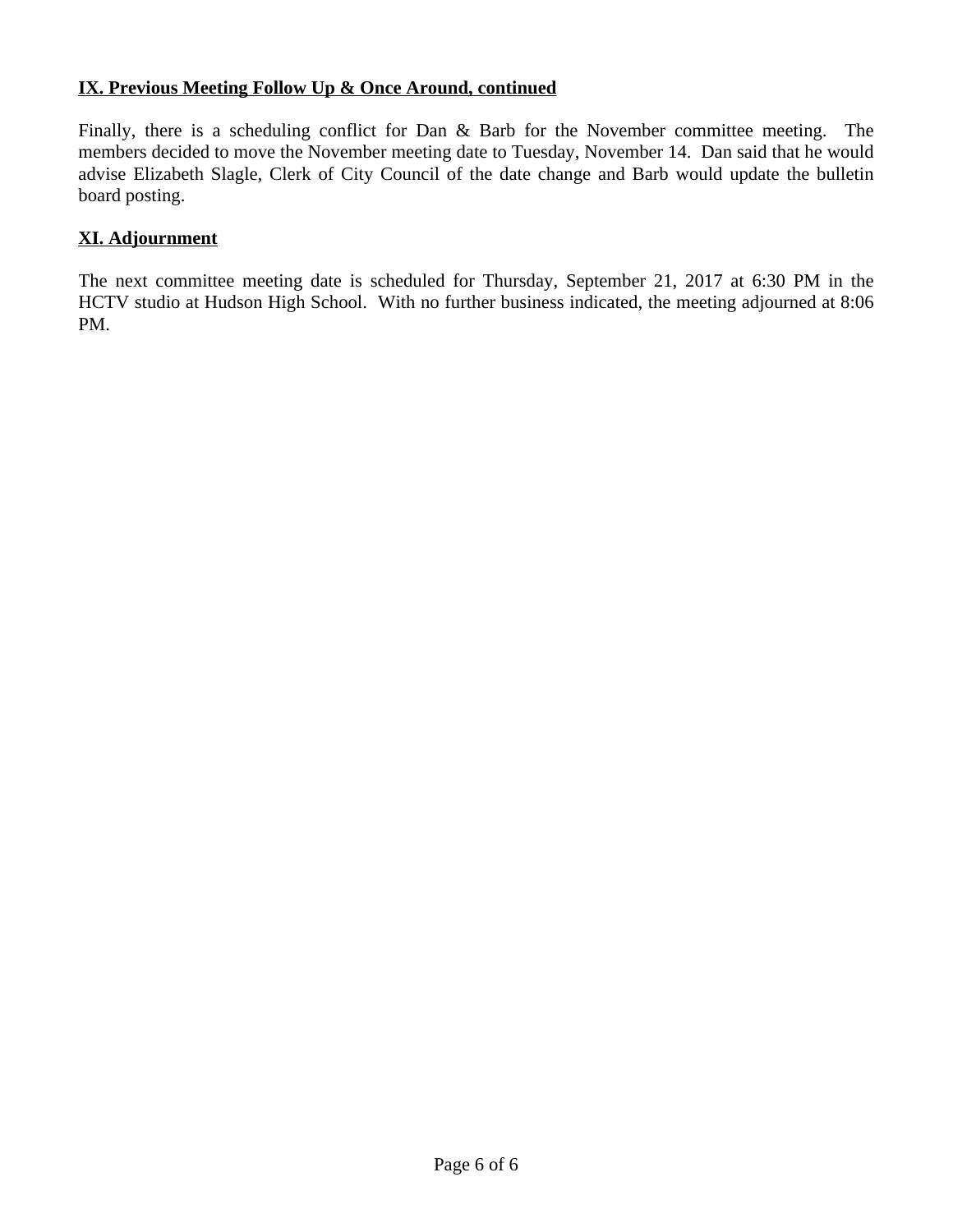## IX. Previous Meeting Follow Up & Once Around, continued

Finally, there is a scheduling conflict for Dan & Barb for the November committee meeting. The members decided to move the November meeting date to Tuesday, November 14. Dan said that he would advise Elizabeth Slagle, Clerk of City Council of the date change and Barb would update the bulletin board posting.

## XI. Adjournment

The next committee meeting date is scheduled for Thursday, September 21, 2017 at 6:30 PM in the HCTV studio at Hudson High School. With no further business indicated, the meeting adjourned at 8:06 PM.